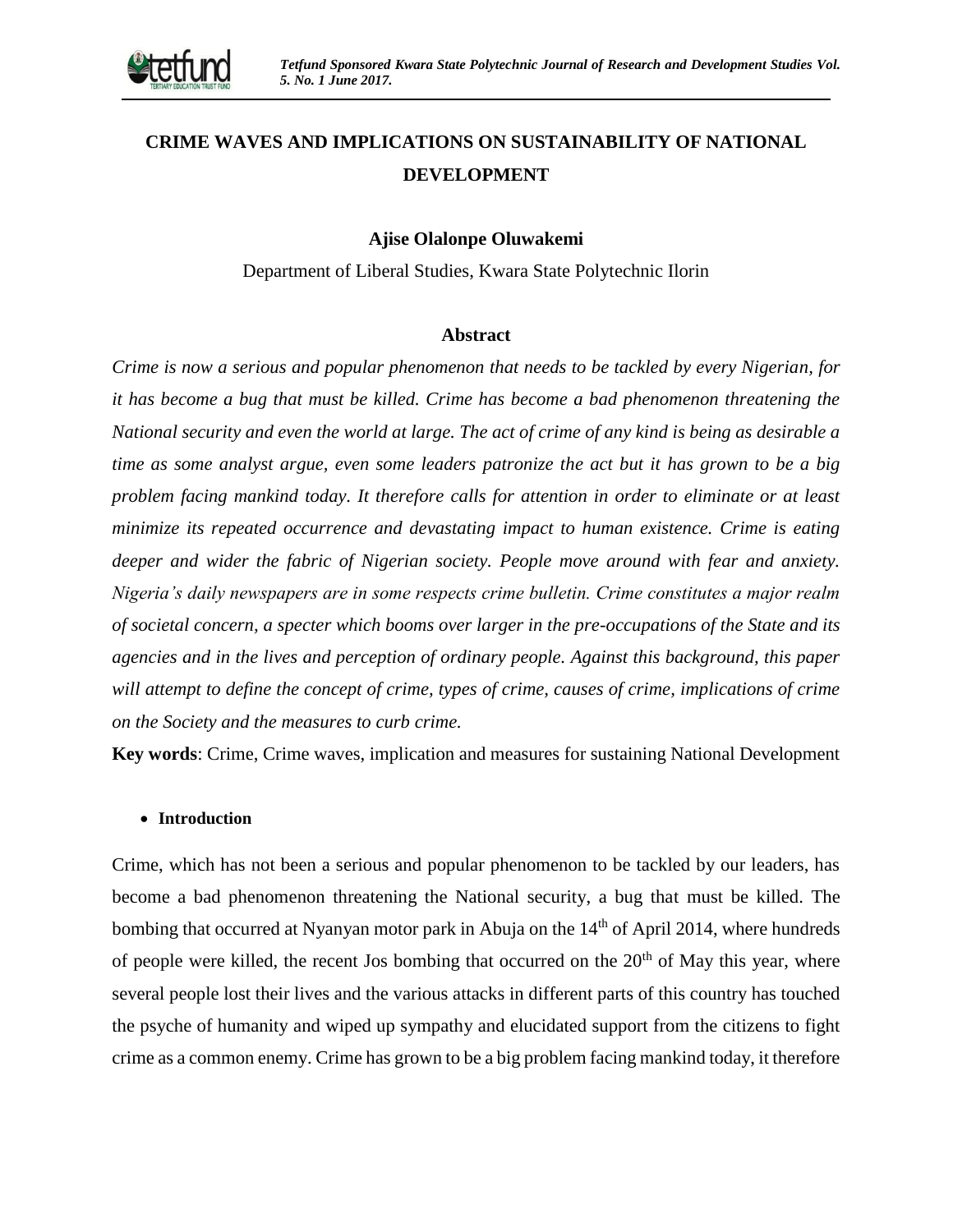# CRIME WAVES AND IMPLICATIONS ON SUSTAINABILITY OF NATIONAL DEVELOPMENT

**Ajise Olalonpe Oluwakemi**

Department of Liberal Studies, Kwara State Polytechnic Ilorin

## Abstract

*Crime is now a serious and popular phenomenon that needs to be tackled by every Nigerian, for it has become a bug that must be killed. Crime has become a bad phenomenon threatening the National security and even the world at large. The act of crime of any kind is being as desirable a time as some analyst argue, even some leaders patronize the act but it has grown to be a big problem facing mankind today. It therefore calls for attention in order to eliminate or at least minimize its repeated occurrence and devastating impact to human existence. Crime is eating deeper and wider the fabric of Nigerian society. People move around with fear and anxiety. Nigeria's daily newspapers are in some respects crime bulletin. Crime constitutes a major realm of societal concern, a specter which booms over larger in the pre-occupations of the State and its agencies and in the lives and perception of ordinary people. Against this background, this paper will attempt to define the concept of crime, types of crime, causes of crime, implications of crime on the Society and the measures to curb crime.*

**Key words**: Crime, Crime waves, implication and measures for sustaining National Development

- **Introduction**

Crime, which has not been a serious and popular phenomenon to be tackled by our leaders, has become a bad phenomenon threatening the National security, a bug that must be killed. The bombing that occurred at Nyanyan motor park in Abuja on the 14th of April 2014, where hundreds of people were killed, the recent Jos bombing that occurred on the 20th of May this year, where several people lost their lives and the various attacks in different parts of this country has touched the psyche of humanity and wiped up sympathy and elucidated support from the citizens to fight crime as a common enemy. Crime has grown to be a big problem facing mankind today, it therefore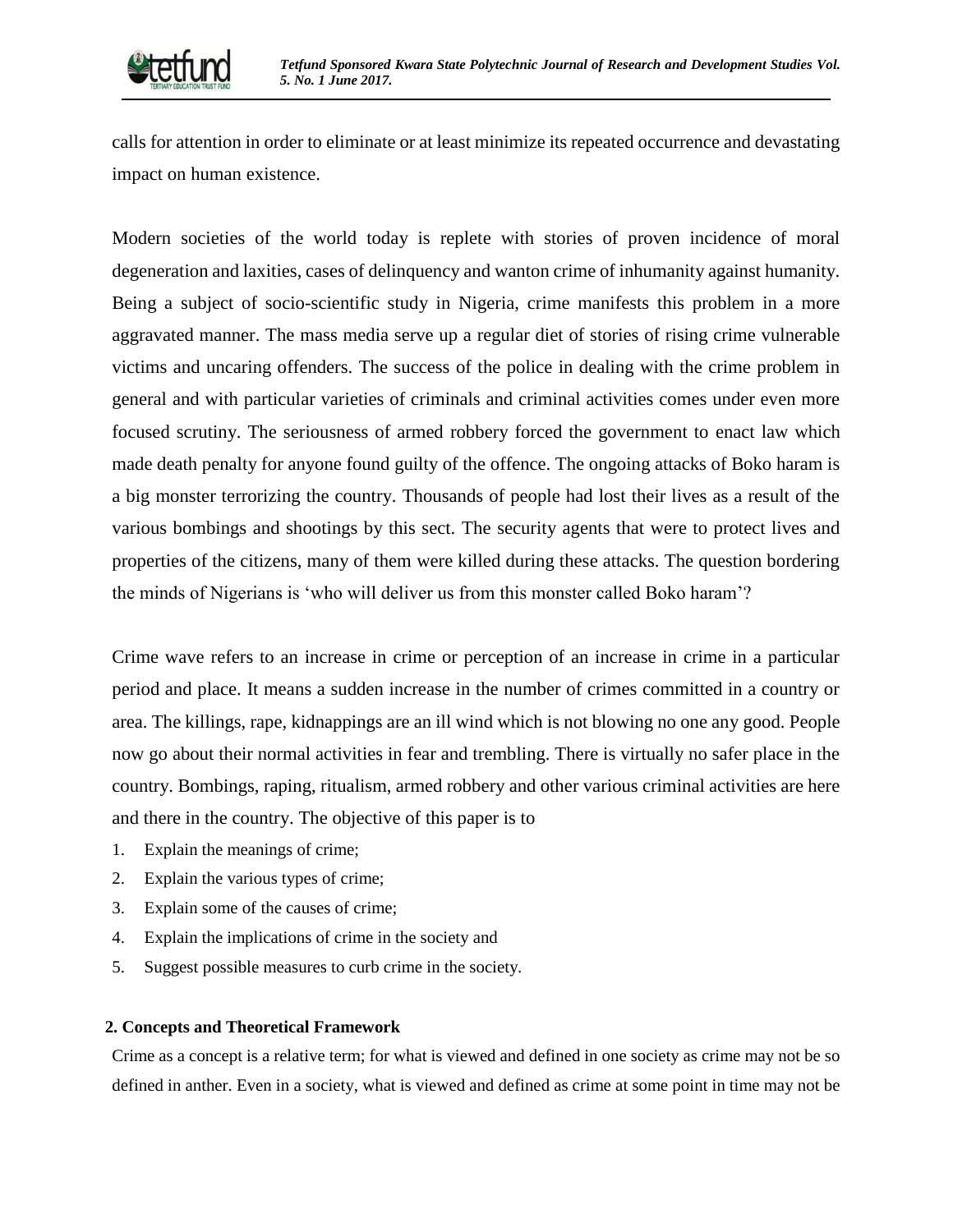calls for attention in order to eliminate or at least minimize its repeated occurrence and devastating impact on human existence.

Modern societies of the world today is replete with stories of proven incidence of moral degeneration and laxities, cases of delinquency and wanton crime of inhumanity against humanity. Being a subject of socio-scientific study in Nigeria, crime manifests this problem in a more aggravated manner. The mass media serve up a regular diet of stories of rising crime vulnerable victims and uncaring offenders. The success of the police in dealing with the crime problem in general and with particular varieties of criminals and criminal activities comes under even more focused scrutiny. The seriousness of armed robbery forced the government to enact law which made death penalty for anyone found guilty of the offence. The ongoing attacks of Boko haram is a big monster terrorizing the country. Thousands of people had lost their lives as a result of the various bombings and shootings by this sect. The security agents that were to protect lives and properties of the citizens, many of them were killed during these attacks. The question bordering the minds of Nigerians is 'who will deliver us from this monster called Boko haram'?

Crime wave refers to an increase in crime or perception of an increase in crime in a particular period and place. It means a sudden increase in the number of crimes committed in a country or area. The killings, rape, kidnappings are an ill wind which is not blowing no one any good. People now go about their normal activities in fear and trembling. There is virtually no safer place in the country. Bombings, raping, ritualism, armed robbery and other various criminal activities are here and there in the country. The objective of this paper is to

1. Explain the meanings of crime;
2. Explain the various types of crime;
3. Explain some of the causes of crime;
4. Explain the implications of crime in the society and
5. Suggest possible measures to curb crime in the society.

## 2. Concepts and Theoretical Framework

Crime as a concept is a relative term; for what is viewed and defined in one society as crime may not be so defined in anther. Even in a society, what is viewed and defined as crime at some point in time may not be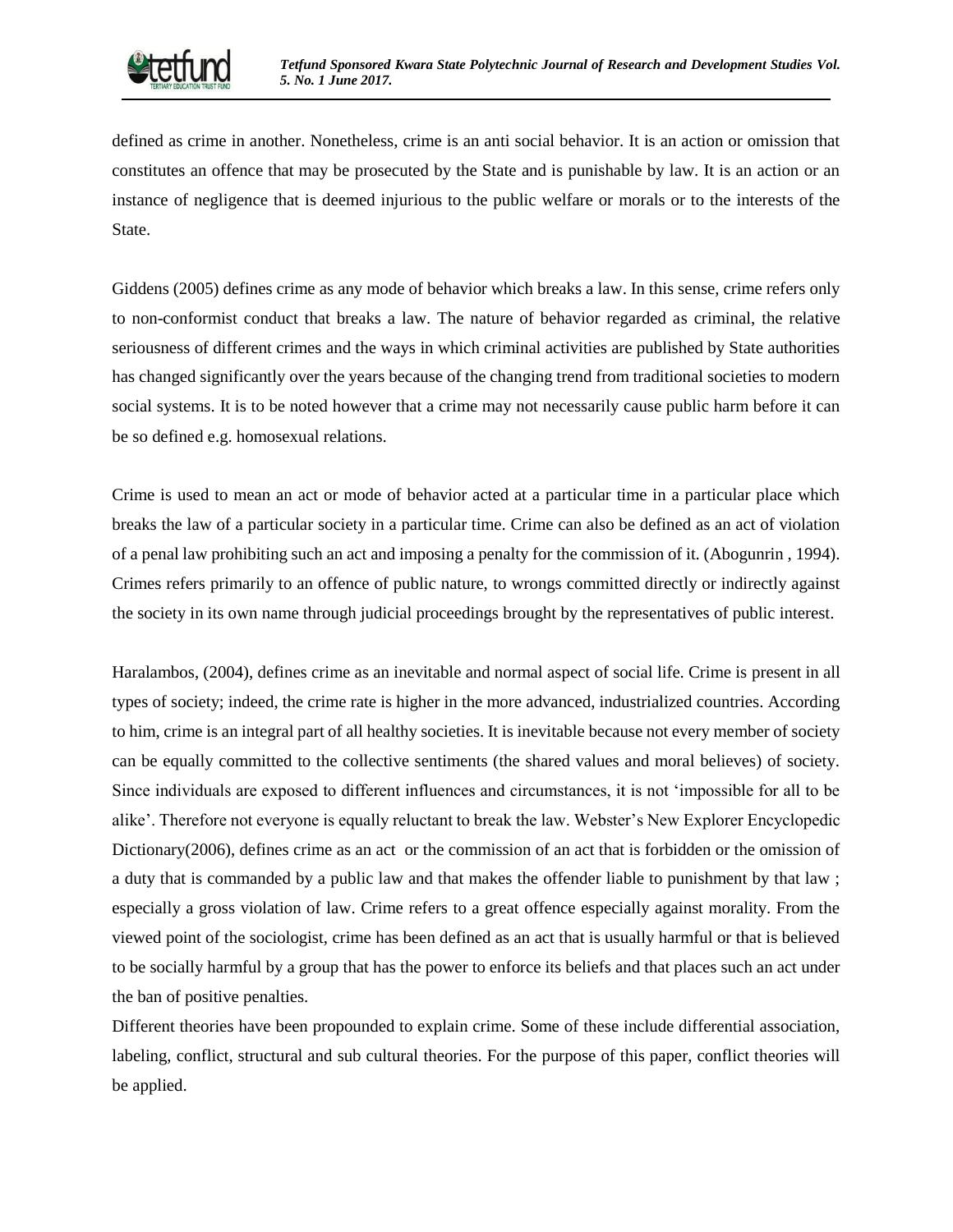defined as crime in another. Nonetheless, crime is an anti social behavior. It is an action or omission that constitutes an offence that may be prosecuted by the State and is punishable by law. It is an action or an instance of negligence that is deemed injurious to the public welfare or morals or to the interests of the State.

Giddens (2005) defines crime as any mode of behavior which breaks a law. In this sense, crime refers only to non-conformist conduct that breaks a law. The nature of behavior regarded as criminal, the relative seriousness of different crimes and the ways in which criminal activities are published by State authorities has changed significantly over the years because of the changing trend from traditional societies to modern social systems. It is to be noted however that a crime may not necessarily cause public harm before it can be so defined e.g. homosexual relations.

Crime is used to mean an act or mode of behavior acted at a particular time in a particular place which breaks the law of a particular society in a particular time. Crime can also be defined as an act of violation of a penal law prohibiting such an act and imposing a penalty for the commission of it. (Abogunrin , 1994). Crimes refers primarily to an offence of public nature, to wrongs committed directly or indirectly against the society in its own name through judicial proceedings brought by the representatives of public interest.

Haralambos, (2004), defines crime as an inevitable and normal aspect of social life. Crime is present in all types of society; indeed, the crime rate is higher in the more advanced, industrialized countries. According to him, crime is an integral part of all healthy societies. It is inevitable because not every member of society can be equally committed to the collective sentiments (the shared values and moral believes) of society. Since individuals are exposed to different influences and circumstances, it is not 'impossible for all to be alike'. Therefore not everyone is equally reluctant to break the law. Webster's New Explorer Encyclopedic Dictionary(2006), defines crime as an act or the commission of an act that is forbidden or the omission of a duty that is commanded by a public law and that makes the offender liable to punishment by that law ; especially a gross violation of law. Crime refers to a great offence especially against morality. From the viewed point of the sociologist, crime has been defined as an act that is usually harmful or that is believed to be socially harmful by a group that has the power to enforce its beliefs and that places such an act under the ban of positive penalties.

Different theories have been propounded to explain crime. Some of these include differential association, labeling, conflict, structural and sub cultural theories. For the purpose of this paper, conflict theories will be applied.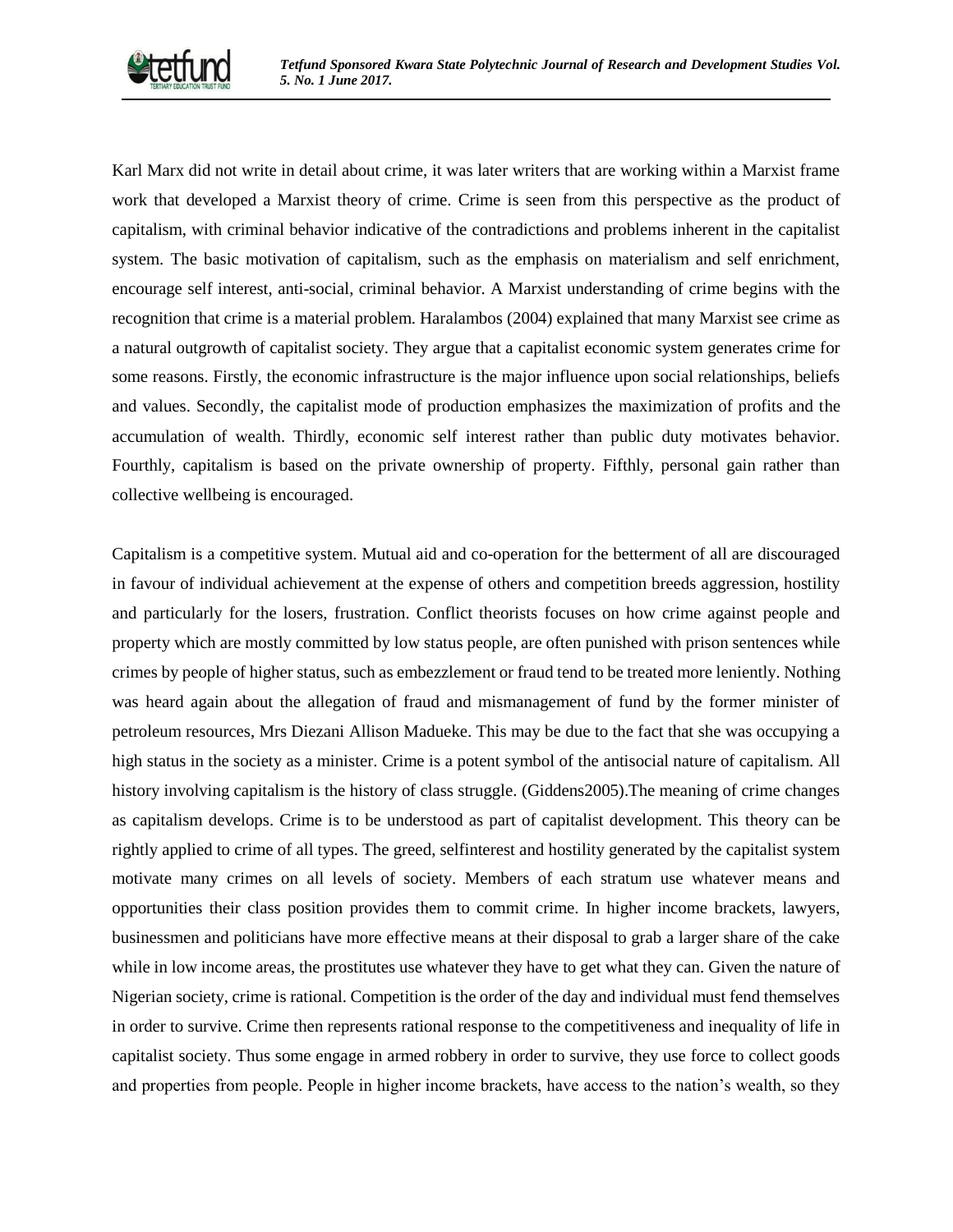Karl Marx did not write in detail about crime, it was later writers that are working within a Marxist frame work that developed a Marxist theory of crime. Crime is seen from this perspective as the product of capitalism, with criminal behavior indicative of the contradictions and problems inherent in the capitalist system. The basic motivation of capitalism, such as the emphasis on materialism and self enrichment, encourage self interest, anti-social, criminal behavior. A Marxist understanding of crime begins with the recognition that crime is a material problem. Haralambos (2004) explained that many Marxist see crime as a natural outgrowth of capitalist society. They argue that a capitalist economic system generates crime for some reasons. Firstly, the economic infrastructure is the major influence upon social relationships, beliefs and values. Secondly, the capitalist mode of production emphasizes the maximization of profits and the accumulation of wealth. Thirdly, economic self interest rather than public duty motivates behavior. Fourthly, capitalism is based on the private ownership of property. Fifthly, personal gain rather than collective wellbeing is encouraged.

Capitalism is a competitive system. Mutual aid and co-operation for the betterment of all are discouraged in favour of individual achievement at the expense of others and competition breeds aggression, hostility and particularly for the losers, frustration. Conflict theorists focuses on how crime against people and property which are mostly committed by low status people, are often punished with prison sentences while crimes by people of higher status, such as embezzlement or fraud tend to be treated more leniently. Nothing was heard again about the allegation of fraud and mismanagement of fund by the former minister of petroleum resources, Mrs Diezani Allison Madueke. This may be due to the fact that she was occupying a high status in the society as a minister. Crime is a potent symbol of the antisocial nature of capitalism. All history involving capitalism is the history of class struggle. (Giddens2005).The meaning of crime changes as capitalism develops. Crime is to be understood as part of capitalist development. This theory can be rightly applied to crime of all types. The greed, selfinterest and hostility generated by the capitalist system motivate many crimes on all levels of society. Members of each stratum use whatever means and opportunities their class position provides them to commit crime. In higher income brackets, lawyers, businessmen and politicians have more effective means at their disposal to grab a larger share of the cake while in low income areas, the prostitutes use whatever they have to get what they can. Given the nature of Nigerian society, crime is rational. Competition is the order of the day and individual must fend themselves in order to survive. Crime then represents rational response to the competitiveness and inequality of life in capitalist society. Thus some engage in armed robbery in order to survive, they use force to collect goods and properties from people. People in higher income brackets, have access to the nation's wealth, so they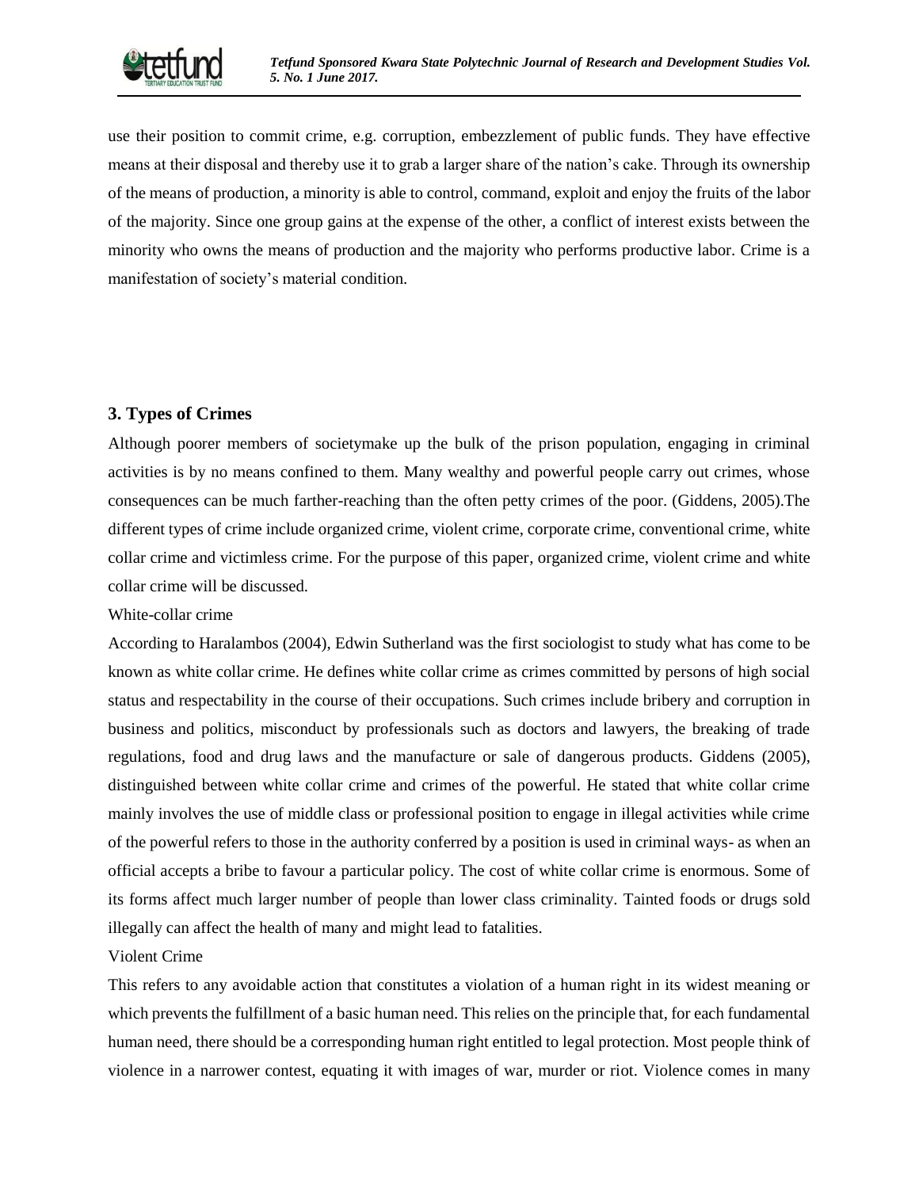use their position to commit crime, e.g. corruption, embezzlement of public funds. They have effective means at their disposal and thereby use it to grab a larger share of the nation's cake. Through its ownership of the means of production, a minority is able to control, command, exploit and enjoy the fruits of the labor of the majority. Since one group gains at the expense of the other, a conflict of interest exists between the minority who owns the means of production and the majority who performs productive labor. Crime is a manifestation of society's material condition.

## 3. Types of Crimes

Although poorer members of societymake up the bulk of the prison population, engaging in criminal activities is by no means confined to them. Many wealthy and powerful people carry out crimes, whose consequences can be much farther-reaching than the often petty crimes of the poor. (Giddens, 2005).The different types of crime include organized crime, violent crime, corporate crime, conventional crime, white collar crime and victimless crime. For the purpose of this paper, organized crime, violent crime and white collar crime will be discussed.

White-collar crime

According to Haralambos (2004), Edwin Sutherland was the first sociologist to study what has come to be known as white collar crime. He defines white collar crime as crimes committed by persons of high social status and respectability in the course of their occupations. Such crimes include bribery and corruption in business and politics, misconduct by professionals such as doctors and lawyers, the breaking of trade regulations, food and drug laws and the manufacture or sale of dangerous products. Giddens (2005), distinguished between white collar crime and crimes of the powerful. He stated that white collar crime mainly involves the use of middle class or professional position to engage in illegal activities while crime of the powerful refers to those in the authority conferred by a position is used in criminal ways- as when an official accepts a bribe to favour a particular policy. The cost of white collar crime is enormous. Some of its forms affect much larger number of people than lower class criminality. Tainted foods or drugs sold illegally can affect the health of many and might lead to fatalities.

Violent Crime

This refers to any avoidable action that constitutes a violation of a human right in its widest meaning or which prevents the fulfillment of a basic human need. This relies on the principle that, for each fundamental human need, there should be a corresponding human right entitled to legal protection. Most people think of violence in a narrower contest, equating it with images of war, murder or riot. Violence comes in many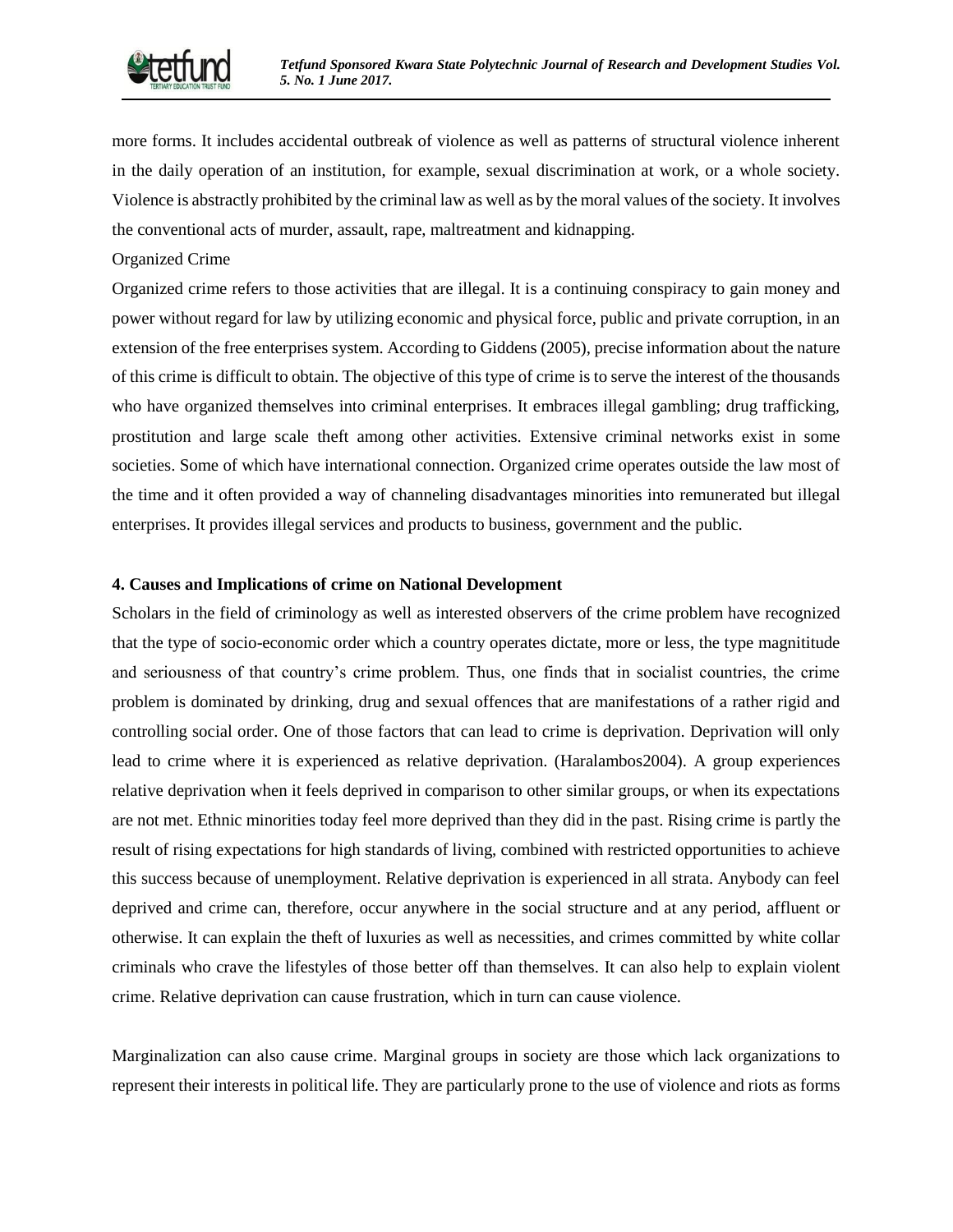more forms. It includes accidental outbreak of violence as well as patterns of structural violence inherent in the daily operation of an institution, for example, sexual discrimination at work, or a whole society. Violence is abstractly prohibited by the criminal law as well as by the moral values of the society. It involves the conventional acts of murder, assault, rape, maltreatment and kidnapping.

Organized Crime

Organized crime refers to those activities that are illegal. It is a continuing conspiracy to gain money and power without regard for law by utilizing economic and physical force, public and private corruption, in an extension of the free enterprises system. According to Giddens (2005), precise information about the nature of this crime is difficult to obtain. The objective of this type of crime is to serve the interest of the thousands who have organized themselves into criminal enterprises. It embraces illegal gambling; drug trafficking, prostitution and large scale theft among other activities. Extensive criminal networks exist in some societies. Some of which have international connection. Organized crime operates outside the law most of the time and it often provided a way of channeling disadvantages minorities into remunerated but illegal enterprises. It provides illegal services and products to business, government and the public.

**4. Causes and Implications of crime on National Development**

Scholars in the field of criminology as well as interested observers of the crime problem have recognized that the type of socio-economic order which a country operates dictate, more or less, the type magnititude and seriousness of that country's crime problem. Thus, one finds that in socialist countries, the crime problem is dominated by drinking, drug and sexual offences that are manifestations of a rather rigid and controlling social order. One of those factors that can lead to crime is deprivation. Deprivation will only lead to crime where it is experienced as relative deprivation. (Haralambos2004). A group experiences relative deprivation when it feels deprived in comparison to other similar groups, or when its expectations are not met. Ethnic minorities today feel more deprived than they did in the past. Rising crime is partly the result of rising expectations for high standards of living, combined with restricted opportunities to achieve this success because of unemployment. Relative deprivation is experienced in all strata. Anybody can feel deprived and crime can, therefore, occur anywhere in the social structure and at any period, affluent or otherwise. It can explain the theft of luxuries as well as necessities, and crimes committed by white collar criminals who crave the lifestyles of those better off than themselves. It can also help to explain violent crime. Relative deprivation can cause frustration, which in turn can cause violence.

Marginalization can also cause crime. Marginal groups in society are those which lack organizations to represent their interests in political life. They are particularly prone to the use of violence and riots as forms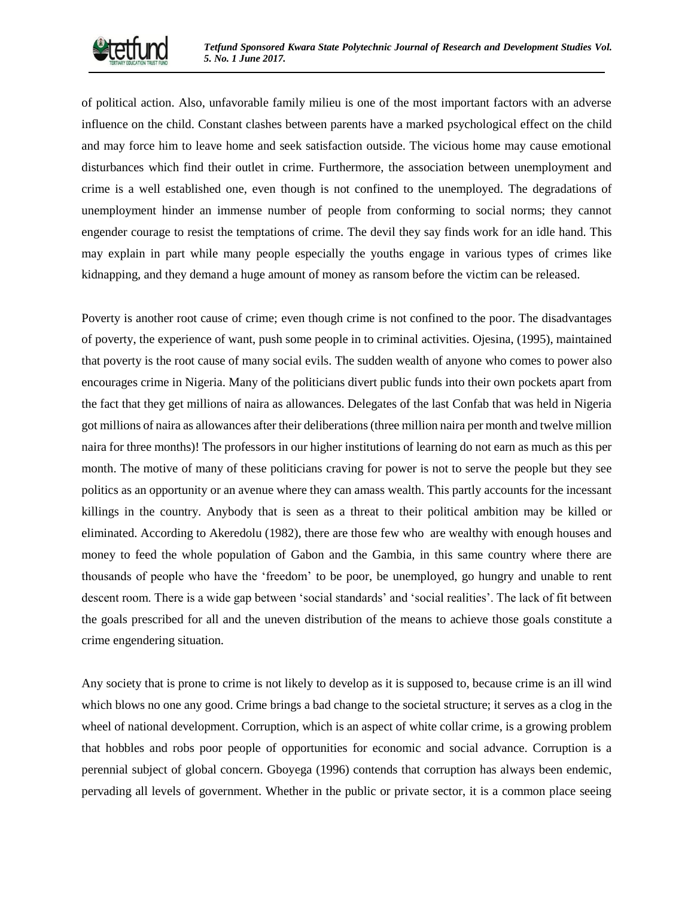of political action. Also, unfavorable family milieu is one of the most important factors with an adverse influence on the child. Constant clashes between parents have a marked psychological effect on the child and may force him to leave home and seek satisfaction outside. The vicious home may cause emotional disturbances which find their outlet in crime. Furthermore, the association between unemployment and crime is a well established one, even though is not confined to the unemployed. The degradations of unemployment hinder an immense number of people from conforming to social norms; they cannot engender courage to resist the temptations of crime. The devil they say finds work for an idle hand. This may explain in part while many people especially the youths engage in various types of crimes like kidnapping, and they demand a huge amount of money as ransom before the victim can be released.

Poverty is another root cause of crime; even though crime is not confined to the poor. The disadvantages of poverty, the experience of want, push some people in to criminal activities. Ojesina, (1995), maintained that poverty is the root cause of many social evils. The sudden wealth of anyone who comes to power also encourages crime in Nigeria. Many of the politicians divert public funds into their own pockets apart from the fact that they get millions of naira as allowances. Delegates of the last Confab that was held in Nigeria got millions of naira as allowances after their deliberations (three million naira per month and twelve million naira for three months)! The professors in our higher institutions of learning do not earn as much as this per month. The motive of many of these politicians craving for power is not to serve the people but they see politics as an opportunity or an avenue where they can amass wealth. This partly accounts for the incessant killings in the country. Anybody that is seen as a threat to their political ambition may be killed or eliminated. According to Akeredolu (1982), there are those few who are wealthy with enough houses and money to feed the whole population of Gabon and the Gambia, in this same country where there are thousands of people who have the 'freedom' to be poor, be unemployed, go hungry and unable to rent descent room. There is a wide gap between 'social standards' and 'social realities'. The lack of fit between the goals prescribed for all and the uneven distribution of the means to achieve those goals constitute a crime engendering situation.

Any society that is prone to crime is not likely to develop as it is supposed to, because crime is an ill wind which blows no one any good. Crime brings a bad change to the societal structure; it serves as a clog in the wheel of national development. Corruption, which is an aspect of white collar crime, is a growing problem that hobbles and robs poor people of opportunities for economic and social advance. Corruption is a perennial subject of global concern. Gboyega (1996) contends that corruption has always been endemic, pervading all levels of government. Whether in the public or private sector, it is a common place seeing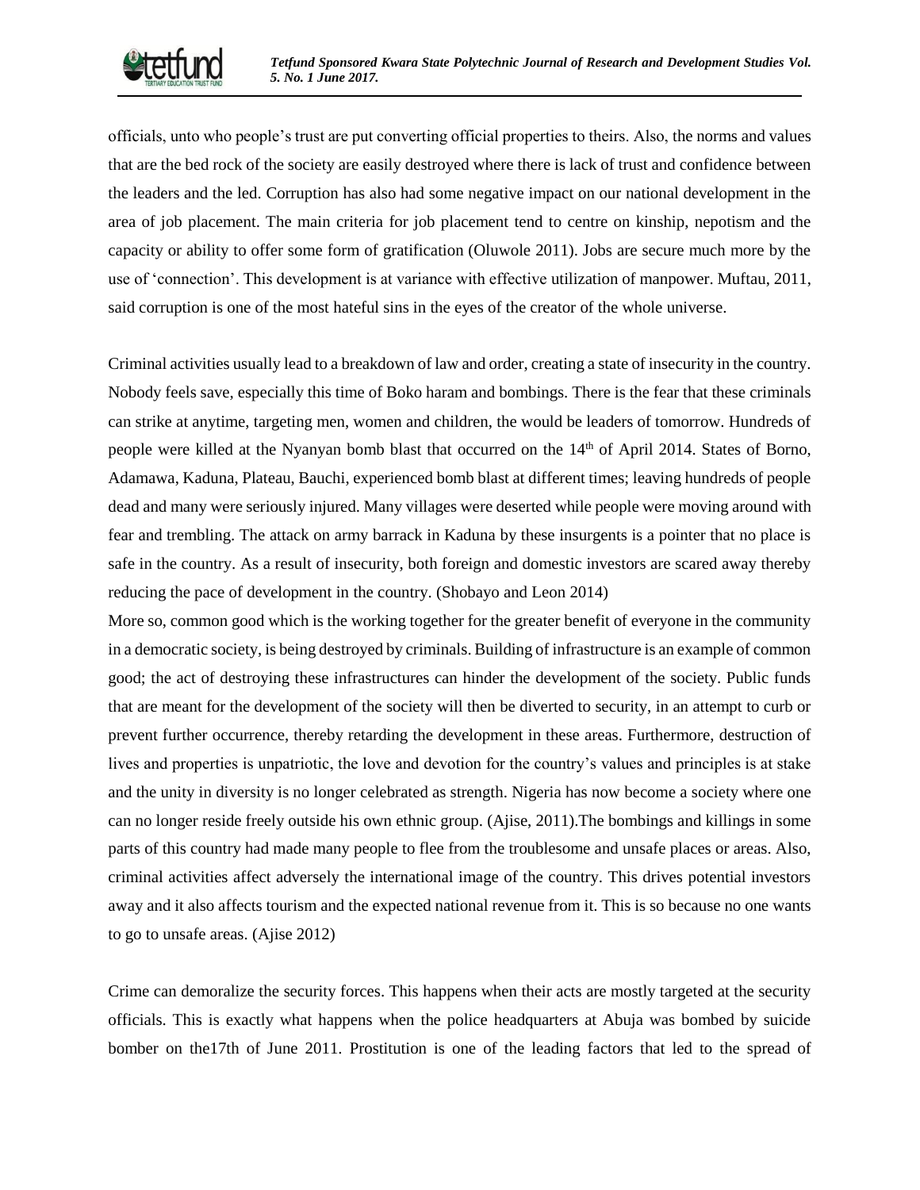officials, unto who people's trust are put converting official properties to theirs. Also, the norms and values that are the bed rock of the society are easily destroyed where there is lack of trust and confidence between the leaders and the led. Corruption has also had some negative impact on our national development in the area of job placement. The main criteria for job placement tend to centre on kinship, nepotism and the capacity or ability to offer some form of gratification (Oluwole 2011). Jobs are secure much more by the use of 'connection'. This development is at variance with effective utilization of manpower. Muftau, 2011, said corruption is one of the most hateful sins in the eyes of the creator of the whole universe.

Criminal activities usually lead to a breakdown of law and order, creating a state of insecurity in the country. Nobody feels save, especially this time of Boko haram and bombings. There is the fear that these criminals can strike at anytime, targeting men, women and children, the would be leaders of tomorrow. Hundreds of people were killed at the Nyanyan bomb blast that occurred on the 14th of April 2014. States of Borno, Adamawa, Kaduna, Plateau, Bauchi, experienced bomb blast at different times; leaving hundreds of people dead and many were seriously injured. Many villages were deserted while people were moving around with fear and trembling. The attack on army barrack in Kaduna by these insurgents is a pointer that no place is safe in the country. As a result of insecurity, both foreign and domestic investors are scared away thereby reducing the pace of development in the country. (Shobayo and Leon 2014)

More so, common good which is the working together for the greater benefit of everyone in the community in a democratic society, is being destroyed by criminals. Building of infrastructure is an example of common good; the act of destroying these infrastructures can hinder the development of the society. Public funds that are meant for the development of the society will then be diverted to security, in an attempt to curb or prevent further occurrence, thereby retarding the development in these areas. Furthermore, destruction of lives and properties is unpatriotic, the love and devotion for the country's values and principles is at stake and the unity in diversity is no longer celebrated as strength. Nigeria has now become a society where one can no longer reside freely outside his own ethnic group. (Ajise, 2011).The bombings and killings in some parts of this country had made many people to flee from the troublesome and unsafe places or areas. Also, criminal activities affect adversely the international image of the country. This drives potential investors away and it also affects tourism and the expected national revenue from it. This is so because no one wants to go to unsafe areas. (Ajise 2012)

Crime can demoralize the security forces. This happens when their acts are mostly targeted at the security officials. This is exactly what happens when the police headquarters at Abuja was bombed by suicide bomber on the17th of June 2011. Prostitution is one of the leading factors that led to the spread of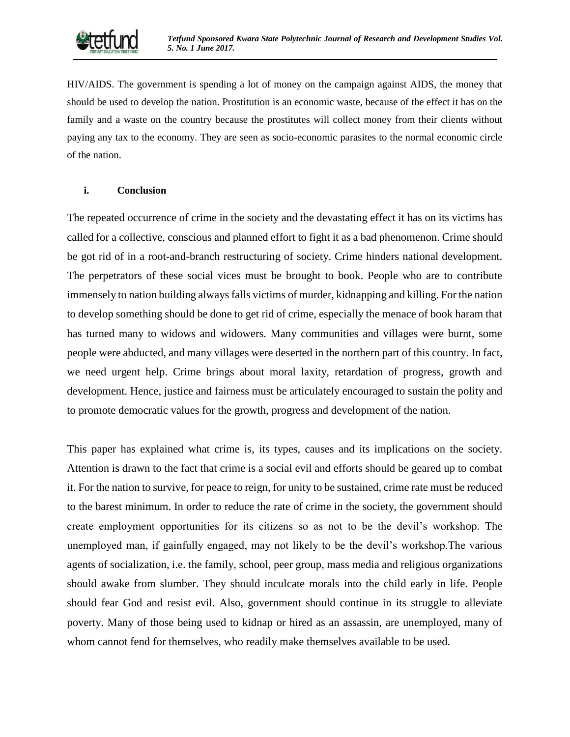HIV/AIDS. The government is spending a lot of money on the campaign against AIDS, the money that should be used to develop the nation. Prostitution is an economic waste, because of the effect it has on the family and a waste on the country because the prostitutes will collect money from their clients without paying any tax to the economy. They are seen as socio-economic parasites to the normal economic circle of the nation.

### i. Conclusion

The repeated occurrence of crime in the society and the devastating effect it has on its victims has called for a collective, conscious and planned effort to fight it as a bad phenomenon. Crime should be got rid of in a root-and-branch restructuring of society. Crime hinders national development. The perpetrators of these social vices must be brought to book. People who are to contribute immensely to nation building always falls victims of murder, kidnapping and killing. For the nation to develop something should be done to get rid of crime, especially the menace of book haram that has turned many to widows and widowers. Many communities and villages were burnt, some people were abducted, and many villages were deserted in the northern part of this country. In fact, we need urgent help. Crime brings about moral laxity, retardation of progress, growth and development. Hence, justice and fairness must be articulately encouraged to sustain the polity and to promote democratic values for the growth, progress and development of the nation.

This paper has explained what crime is, its types, causes and its implications on the society. Attention is drawn to the fact that crime is a social evil and efforts should be geared up to combat it. For the nation to survive, for peace to reign, for unity to be sustained, crime rate must be reduced to the barest minimum. In order to reduce the rate of crime in the society, the government should create employment opportunities for its citizens so as not to be the devil's workshop. The unemployed man, if gainfully engaged, may not likely to be the devil's workshop.The various agents of socialization, i.e. the family, school, peer group, mass media and religious organizations should awake from slumber. They should inculcate morals into the child early in life. People should fear God and resist evil. Also, government should continue in its struggle to alleviate poverty. Many of those being used to kidnap or hired as an assassin, are unemployed, many of whom cannot fend for themselves, who readily make themselves available to be used.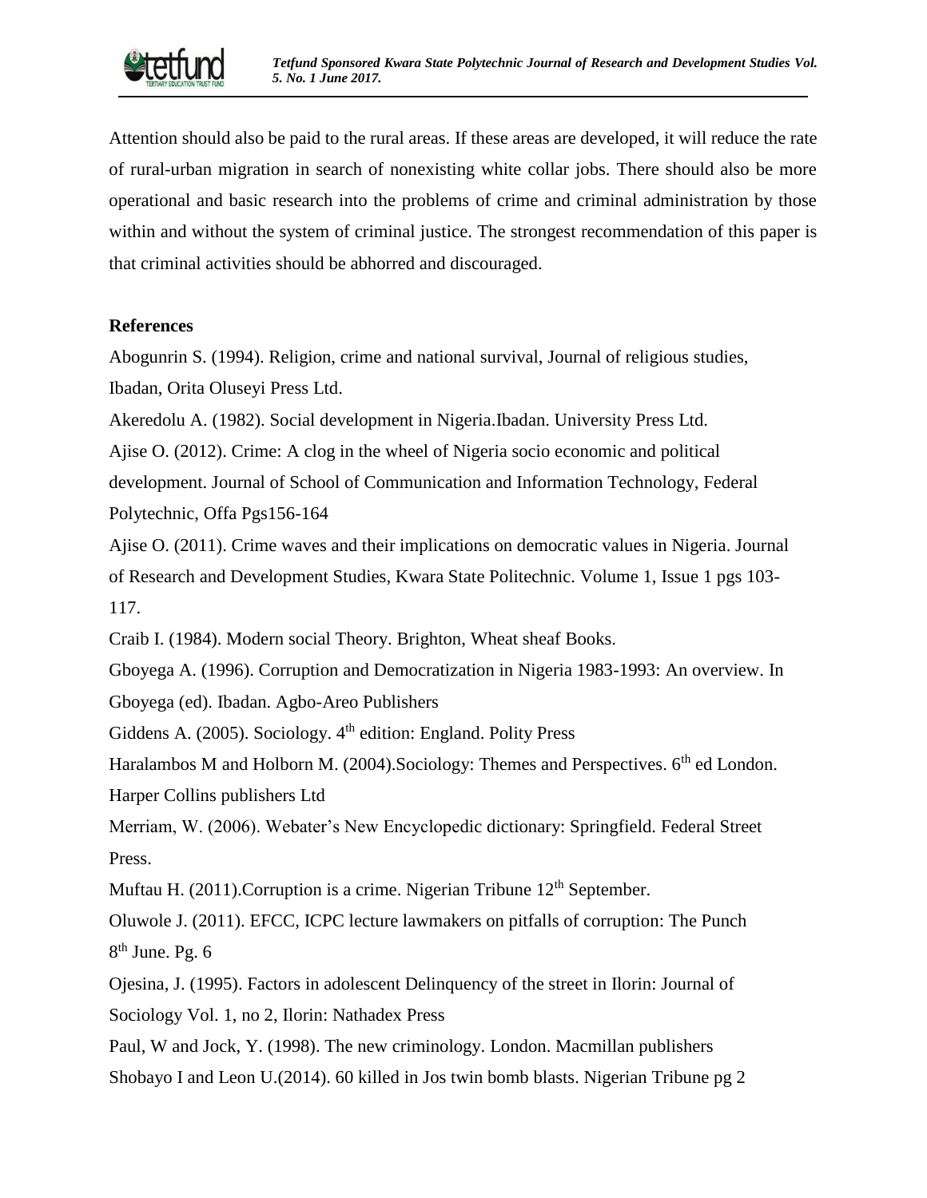Attention should also be paid to the rural areas. If these areas are developed, it will reduce the rate of rural-urban migration in search of nonexisting white collar jobs. There should also be more operational and basic research into the problems of crime and criminal administration by those within and without the system of criminal justice. The strongest recommendation of this paper is that criminal activities should be abhorred and discouraged.

## References

Abogunrin S. (1994). Religion, crime and national survival, Journal of religious studies, Ibadan, Orita Oluseyi Press Ltd.

Akeredolu A. (1982). Social development in Nigeria.Ibadan. University Press Ltd.

Ajise O. (2012). Crime: A clog in the wheel of Nigeria socio economic and political development. Journal of School of Communication and Information Technology, Federal Polytechnic, Offa Pgs156-164

Ajise O. (2011). Crime waves and their implications on democratic values in Nigeria. Journal of Research and Development Studies, Kwara State Politechnic. Volume 1, Issue 1 pgs 103-117.

Craib I. (1984). Modern social Theory. Brighton, Wheat sheaf Books.

Gboyega A. (1996). Corruption and Democratization in Nigeria 1983-1993: An overview. In Gboyega (ed). Ibadan. Agbo-Areo Publishers

Giddens A. (2005). Sociology. 4th edition: England. Polity Press

Haralambos M and Holborn M. (2004).Sociology: Themes and Perspectives. 6th ed London. Harper Collins publishers Ltd

Merriam, W. (2006). Webater's New Encyclopedic dictionary: Springfield. Federal Street Press.

Muftau H. (2011).Corruption is a crime. Nigerian Tribune 12th September.

Oluwole J. (2011). EFCC, ICPC lecture lawmakers on pitfalls of corruption: The Punch 8th June. Pg. 6

Ojesina, J. (1995). Factors in adolescent Delinquency of the street in Ilorin: Journal of Sociology Vol. 1, no 2, Ilorin: Nathadex Press

Paul, W and Jock, Y. (1998). The new criminology. London. Macmillan publishers

Shobayo I and Leon U.(2014). 60 killed in Jos twin bomb blasts. Nigerian Tribune pg 2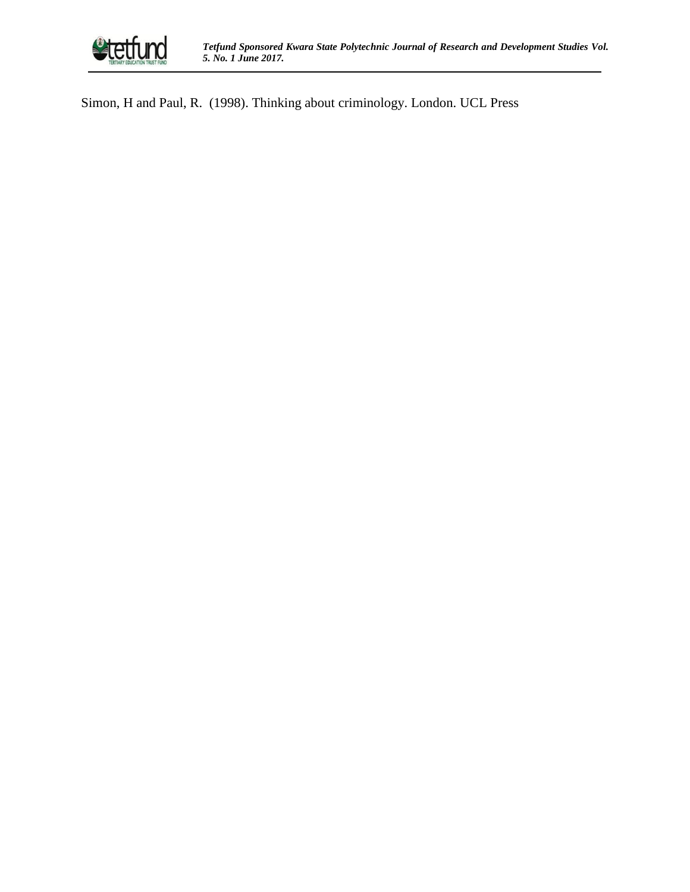Simon, H and Paul, R. (1998). Thinking about criminology. London. UCL Press